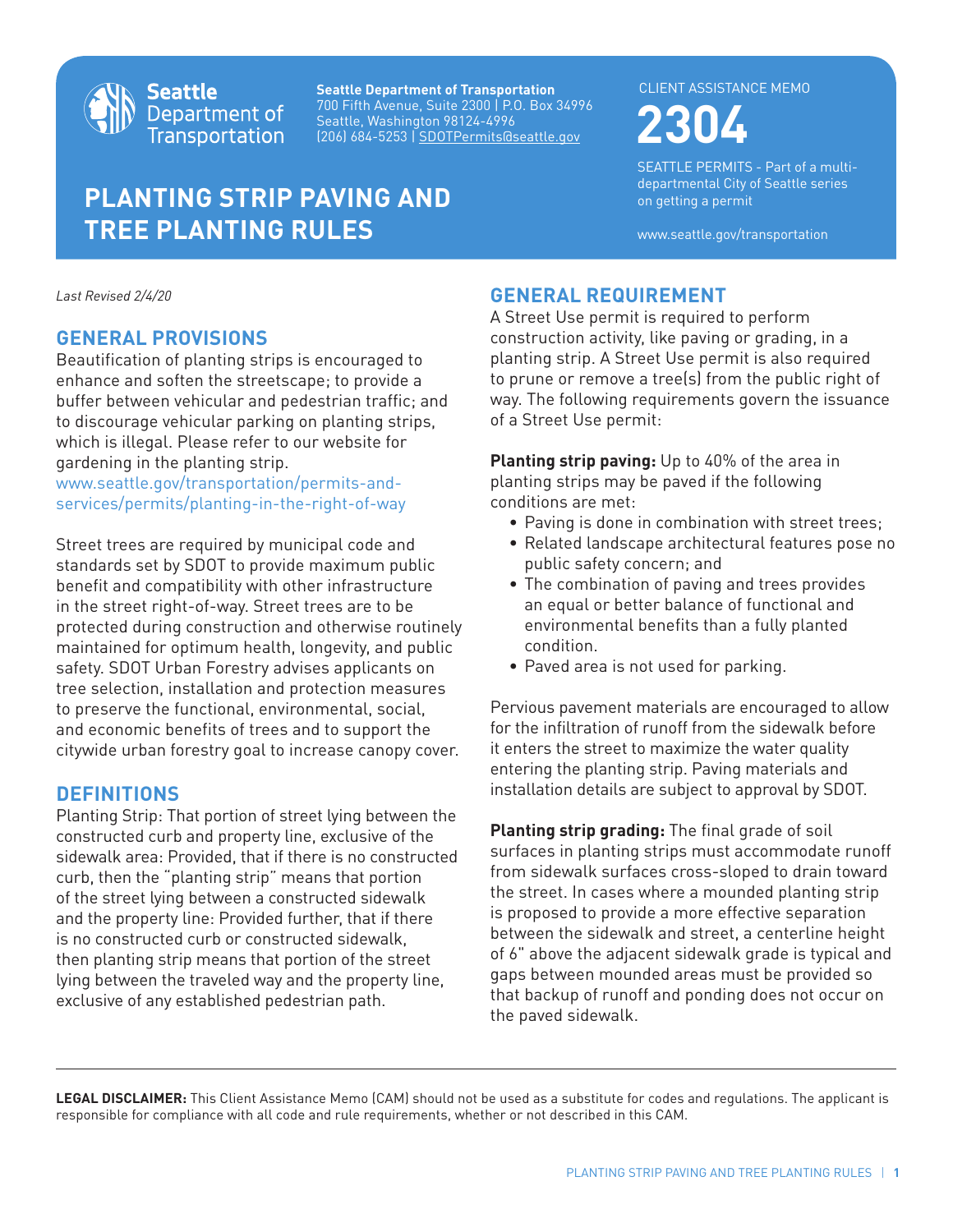Seattle Department of Transportation

**Seattle Department of Transportation**
700 Fifth Avenue, Suite 2300 | P.O. Box 34996
Seattle, Washington 98124-4996
(206) 684-5253 | SDOTPermits@seattle.gov

CLIENT ASSISTANCE MEMO

# 2304

SEATTLE PERMITS - Part of a multi-departmental City of Seattle series on getting a permit

www.seattle.gov/transportation

# PLANTING STRIP PAVING AND TREE PLANTING RULES

*Last Revised 2/4/20*

## GENERAL PROVISIONS

Beautification of planting strips is encouraged to enhance and soften the streetscape; to provide a buffer between vehicular and pedestrian traffic; and to discourage vehicular parking on planting strips, which is illegal. Please refer to our website for gardening in the planting strip.
www.seattle.gov/transportation/permits-and-services/permits/planting-in-the-right-of-way

Street trees are required by municipal code and standards set by SDOT to provide maximum public benefit and compatibility with other infrastructure in the street right-of-way. Street trees are to be protected during construction and otherwise routinely maintained for optimum health, longevity, and public safety. SDOT Urban Forestry advises applicants on tree selection, installation and protection measures to preserve the functional, environmental, social, and economic benefits of trees and to support the citywide urban forestry goal to increase canopy cover.

## DEFINITIONS

Planting Strip: That portion of street lying between the constructed curb and property line, exclusive of the sidewalk area: Provided, that if there is no constructed curb, then the "planting strip" means that portion of the street lying between a constructed sidewalk and the property line: Provided further, that if there is no constructed curb or constructed sidewalk, then planting strip means that portion of the street lying between the traveled way and the property line, exclusive of any established pedestrian path.

## GENERAL REQUIREMENT

A Street Use permit is required to perform construction activity, like paving or grading, in a planting strip. A Street Use permit is also required to prune or remove a tree(s) from the public right of way. The following requirements govern the issuance of a Street Use permit:

**Planting strip paving:** Up to 40% of the area in planting strips may be paved if the following conditions are met:

- Paving is done in combination with street trees;
- Related landscape architectural features pose no public safety concern; and
- The combination of paving and trees provides an equal or better balance of functional and environmental benefits than a fully planted condition.
- Paved area is not used for parking.

Pervious pavement materials are encouraged to allow for the infiltration of runoff from the sidewalk before it enters the street to maximize the water quality entering the planting strip. Paving materials and installation details are subject to approval by SDOT.

**Planting strip grading:** The final grade of soil surfaces in planting strips must accommodate runoff from sidewalk surfaces cross-sloped to drain toward the street. In cases where a mounded planting strip is proposed to provide a more effective separation between the sidewalk and street, a centerline height of 6" above the adjacent sidewalk grade is typical and gaps between mounded areas must be provided so that backup of runoff and ponding does not occur on the paved sidewalk.

**LEGAL DISCLAIMER:** This Client Assistance Memo (CAM) should not be used as a substitute for codes and regulations. The applicant is responsible for compliance with all code and rule requirements, whether or not described in this CAM.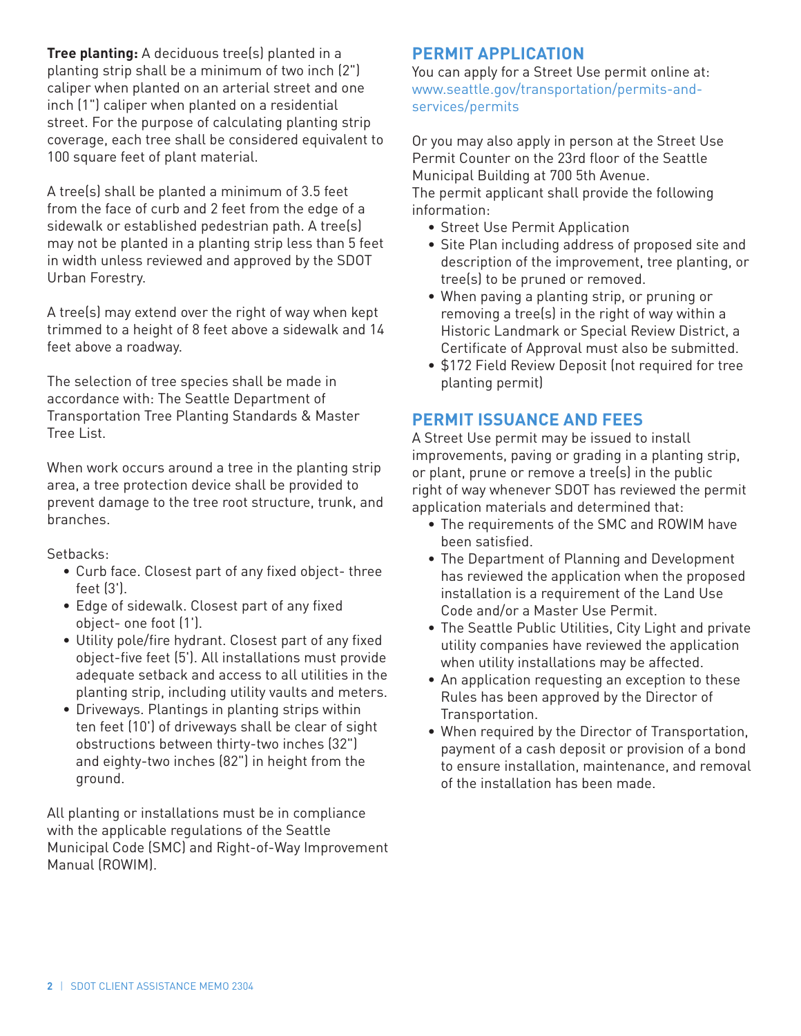**Tree planting:** A deciduous tree(s) planted in a planting strip shall be a minimum of two inch (2") caliper when planted on an arterial street and one inch (1") caliper when planted on a residential street. For the purpose of calculating planting strip coverage, each tree shall be considered equivalent to 100 square feet of plant material.

A tree(s) shall be planted a minimum of 3.5 feet from the face of curb and 2 feet from the edge of a sidewalk or established pedestrian path. A tree(s) may not be planted in a planting strip less than 5 feet in width unless reviewed and approved by the SDOT Urban Forestry.

A tree(s) may extend over the right of way when kept trimmed to a height of 8 feet above a sidewalk and 14 feet above a roadway.

The selection of tree species shall be made in accordance with: The Seattle Department of Transportation Tree Planting Standards & Master Tree List.

When work occurs around a tree in the planting strip area, a tree protection device shall be provided to prevent damage to the tree root structure, trunk, and branches.

Setbacks:

- Curb face. Closest part of any fixed object- three feet (3').
- Edge of sidewalk. Closest part of any fixed object- one foot (1').
- Utility pole/fire hydrant. Closest part of any fixed object-five feet (5'). All installations must provide adequate setback and access to all utilities in the planting strip, including utility vaults and meters.
- Driveways. Plantings in planting strips within ten feet (10') of driveways shall be clear of sight obstructions between thirty-two inches (32") and eighty-two inches (82") in height from the ground.

All planting or installations must be in compliance with the applicable regulations of the Seattle Municipal Code (SMC) and Right-of-Way Improvement Manual (ROWIM).

## PERMIT APPLICATION

You can apply for a Street Use permit online at: www.seattle.gov/transportation/permits-and-services/permits

Or you may also apply in person at the Street Use Permit Counter on the 23rd floor of the Seattle Municipal Building at 700 5th Avenue.
The permit applicant shall provide the following information:

- Street Use Permit Application
- Site Plan including address of proposed site and description of the improvement, tree planting, or tree(s) to be pruned or removed.
- When paving a planting strip, or pruning or removing a tree(s) in the right of way within a Historic Landmark or Special Review District, a Certificate of Approval must also be submitted.
- $172 Field Review Deposit (not required for tree planting permit)

## PERMIT ISSUANCE AND FEES

A Street Use permit may be issued to install improvements, paving or grading in a planting strip, or plant, prune or remove a tree(s) in the public right of way whenever SDOT has reviewed the permit application materials and determined that:

- The requirements of the SMC and ROWIM have been satisfied.
- The Department of Planning and Development has reviewed the application when the proposed installation is a requirement of the Land Use Code and/or a Master Use Permit.
- The Seattle Public Utilities, City Light and private utility companies have reviewed the application when utility installations may be affected.
- An application requesting an exception to these Rules has been approved by the Director of Transportation.
- When required by the Director of Transportation, payment of a cash deposit or provision of a bond to ensure installation, maintenance, and removal of the installation has been made.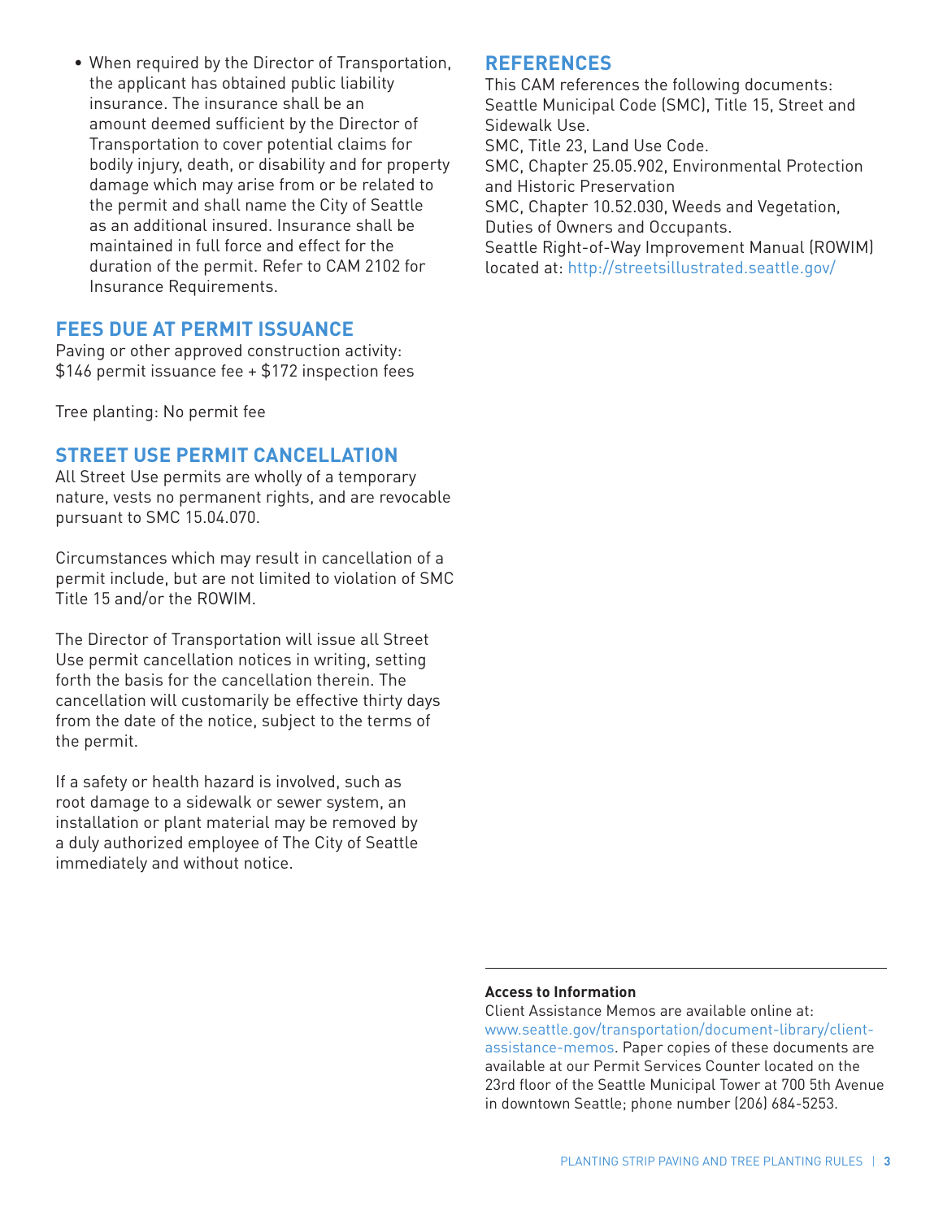- When required by the Director of Transportation, the applicant has obtained public liability insurance. The insurance shall be an amount deemed sufficient by the Director of Transportation to cover potential claims for bodily injury, death, or disability and for property damage which may arise from or be related to the permit and shall name the City of Seattle as an additional insured. Insurance shall be maintained in full force and effect for the duration of the permit. Refer to CAM 2102 for Insurance Requirements.

## FEES DUE AT PERMIT ISSUANCE

Paving or other approved construction activity: $146 permit issuance fee + $172 inspection fees

Tree planting: No permit fee

## STREET USE PERMIT CANCELLATION

All Street Use permits are wholly of a temporary nature, vests no permanent rights, and are revocable pursuant to SMC 15.04.070.

Circumstances which may result in cancellation of a permit include, but are not limited to violation of SMC Title 15 and/or the ROWIM.

The Director of Transportation will issue all Street Use permit cancellation notices in writing, setting forth the basis for the cancellation therein. The cancellation will customarily be effective thirty days from the date of the notice, subject to the terms of the permit.

If a safety or health hazard is involved, such as root damage to a sidewalk or sewer system, an installation or plant material may be removed by a duly authorized employee of The City of Seattle immediately and without notice.

## REFERENCES

This CAM references the following documents:
Seattle Municipal Code (SMC), Title 15, Street and Sidewalk Use.
SMC, Title 23, Land Use Code.
SMC, Chapter 25.05.902, Environmental Protection and Historic Preservation
SMC, Chapter 10.52.030, Weeds and Vegetation, Duties of Owners and Occupants.
Seattle Right-of-Way Improvement Manual (ROWIM) located at: http://streetsillustrated.seattle.gov/

**Access to Information**

Client Assistance Memos are available online at: www.seattle.gov/transportation/document-library/client-assistance-memos. Paper copies of these documents are available at our Permit Services Counter located on the 23rd floor of the Seattle Municipal Tower at 700 5th Avenue in downtown Seattle; phone number (206) 684-5253.